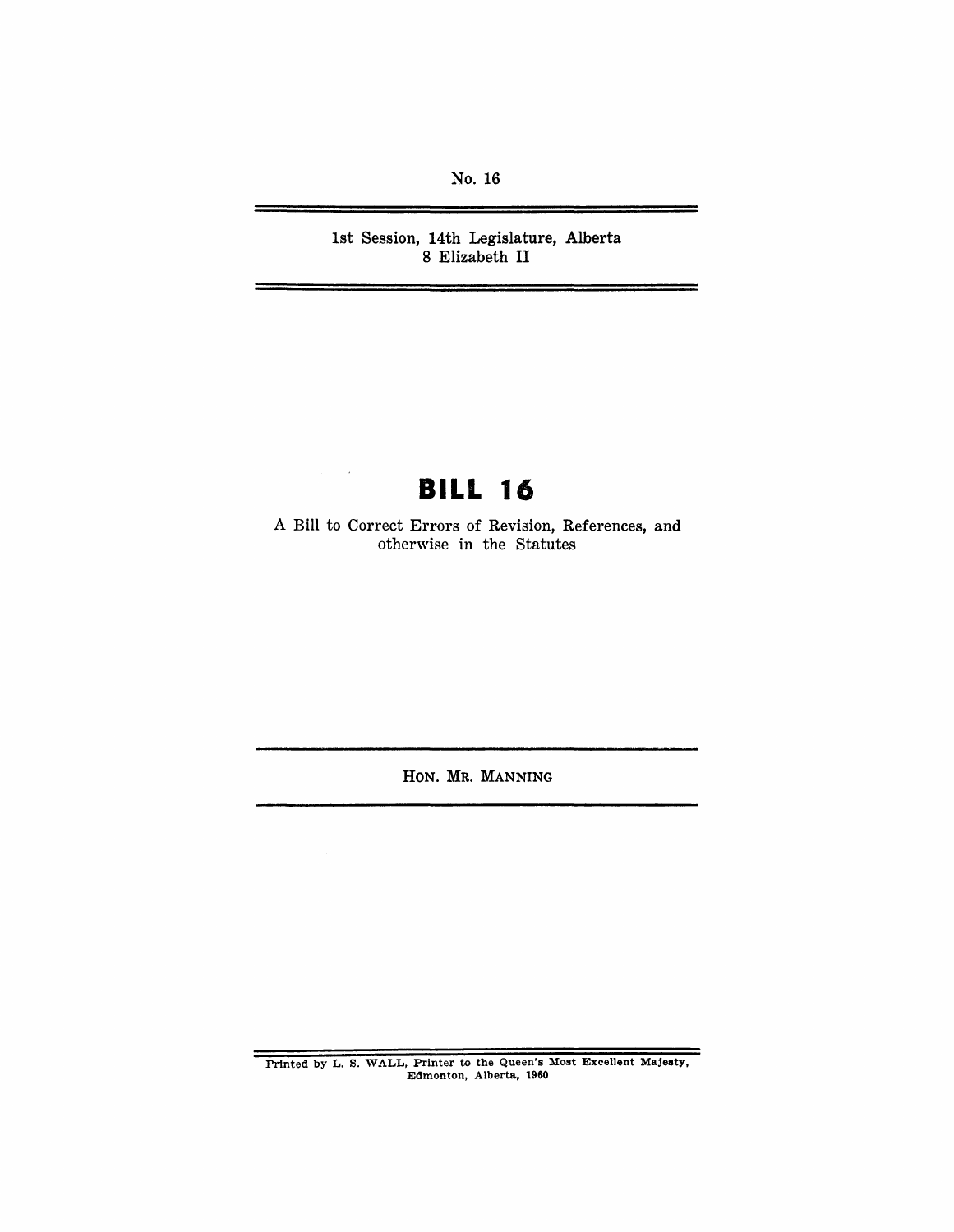No. 16

1st Session, 14th Legislature, Alberta
8 Elizabeth II

# BILL 16

A Bill to Correct Errors of Revision, References, and otherwise in the Statutes

HON. MR. MANNING

Printed by L. S. WALL, Printer to the Queen's Most Excellent Majesty, Edmonton, Alberta, 1960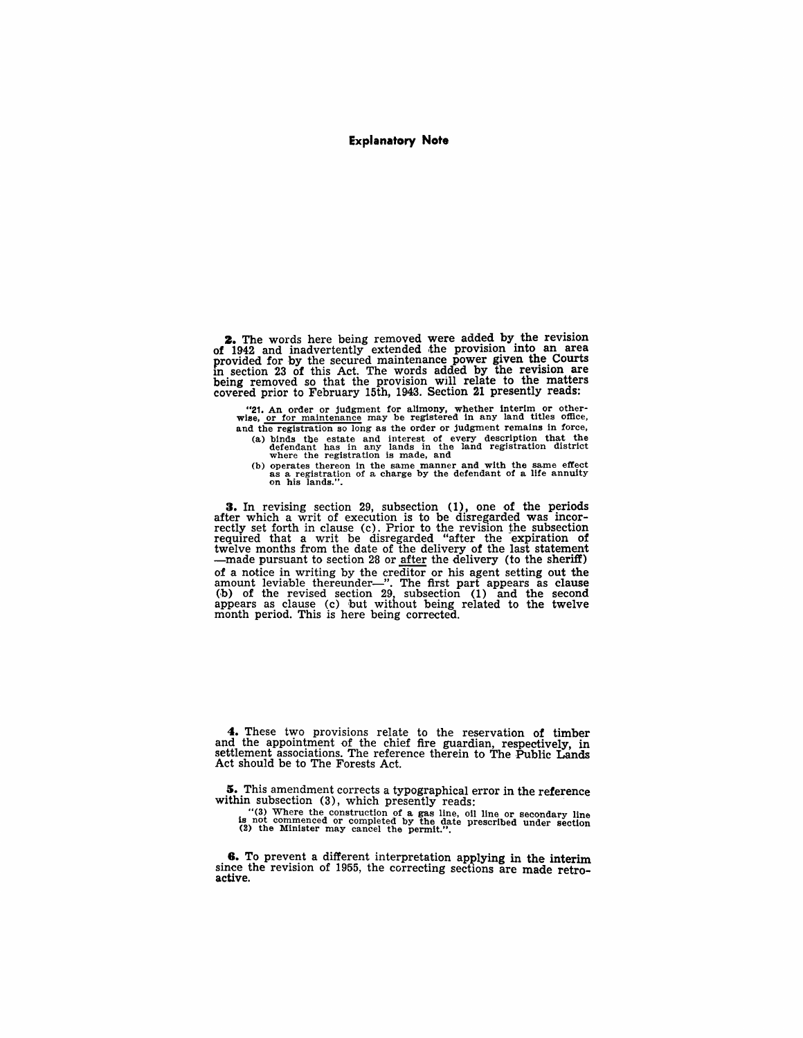# Explanatory Note

**2.** The words here being removed were added by the revision of 1942 and inadvertently extended the provision into an area provided for by the secured maintenance power given the Courts in section 23 of this Act. The words added by the revision are being removed so that the provision will relate to the matters covered prior to February 15th, 1943. Section 21 presently reads:

> "21. An order or judgment for alimony, whether interim or otherwise, or for maintenance may be registered in any land titles office, and the registration so long as the order or judgment remains in force,
>
> (a) binds the estate and interest of every description that the defendant has in any lands in the land registration district where the registration is made, and
>
> (b) operates thereon in the same manner and with the same effect as a registration of a charge by the defendant of a life annuity on his lands.".

**3.** In revising section 29, subsection (1), one of the periods after which a writ of execution is to be disregarded was incorrectly set forth in clause (c). Prior to the revision the subsection required that a writ be disregarded "after the expiration of twelve months from the date of the delivery of the last statement —made pursuant to section 28 or after the delivery (to the sheriff) of a notice in writing by the creditor or his agent setting out the amount leviable thereunder—". The first part appears as clause (b) of the revised section 29, subsection (1) and the second appears as clause (c) but without being related to the twelve month period. This is here being corrected.

**4.** These two provisions relate to the reservation of timber and the appointment of the chief fire guardian, respectively, in settlement associations. The reference therein to The Public Lands Act should be to The Forests Act.

**5.** This amendment corrects a typographical error in the reference within subsection (3), which presently reads:

> "(3) Where the construction of a gas line, oil line or secondary line is not commenced or completed by the date prescribed under section (3) the Minister may cancel the permit.".

**6.** To prevent a different interpretation applying in the interim since the revision of 1955, the correcting sections are made retroactive.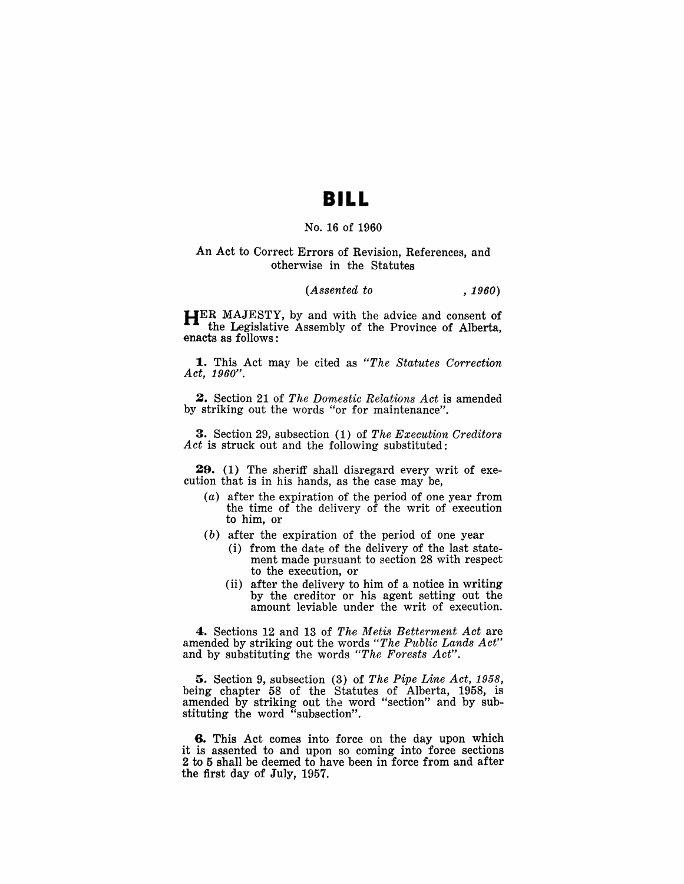# BILL

No. 16 of 1960

An Act to Correct Errors of Revision, References, and otherwise in the Statutes

*(Assented to , 1960)*

HER MAJESTY, by and with the advice and consent of the Legislative Assembly of the Province of Alberta, enacts as follows:

**1.** This Act may be cited as *"The Statutes Correction Act, 1960"*.

**2.** Section 21 of *The Domestic Relations Act* is amended by striking out the words "or for maintenance".

**3.** Section 29, subsection (1) of *The Execution Creditors Act* is struck out and the following substituted:

**29.** (1) The sheriff shall disregard every writ of execution that is in his hands, as the case may be,

- (*a*) after the expiration of the period of one year from the time of the delivery of the writ of execution to him, or
- (*b*) after the expiration of the period of one year
  - (i) from the date of the delivery of the last statement made pursuant to section 28 with respect to the execution, or
  - (ii) after the delivery to him of a notice in writing by the creditor or his agent setting out the amount leviable under the writ of execution.

**4.** Sections 12 and 13 of *The Metis Betterment Act* are amended by striking out the words *"The Public Lands Act"* and by substituting the words *"The Forests Act"*.

**5.** Section 9, subsection (3) of *The Pipe Line Act, 1958*, being chapter 58 of the Statutes of Alberta, 1958, is amended by striking out the word "section" and by substituting the word "subsection".

**6.** This Act comes into force on the day upon which it is assented to and upon so coming into force sections 2 to 5 shall be deemed to have been in force from and after the first day of July, 1957.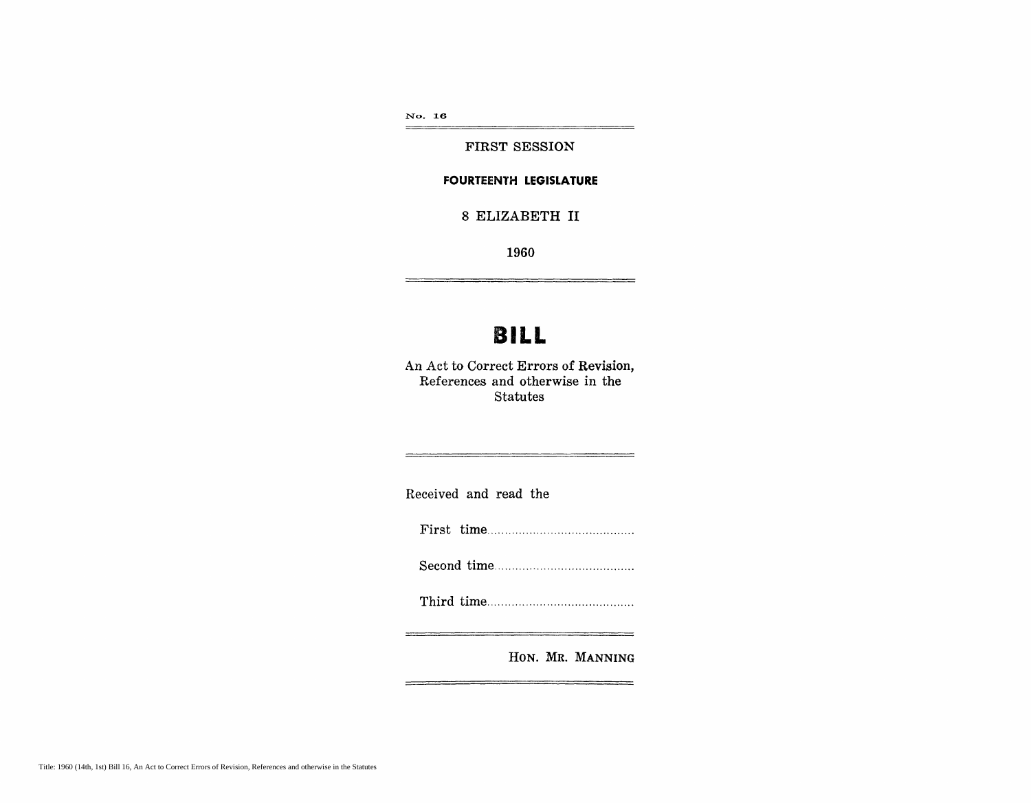No. 16

FIRST SESSION

**FOURTEENTH LEGISLATURE**

8 ELIZABETH II

1960

# BILL

An Act to Correct Errors of Revision, References and otherwise in the Statutes

Received and read the

First time..........................................

Second time........................................

Third time..........................................

HON. MR. MANNING

Title: 1960 (14th, 1st) Bill 16, An Act to Correct Errors of Revision, References and otherwise in the Statutes